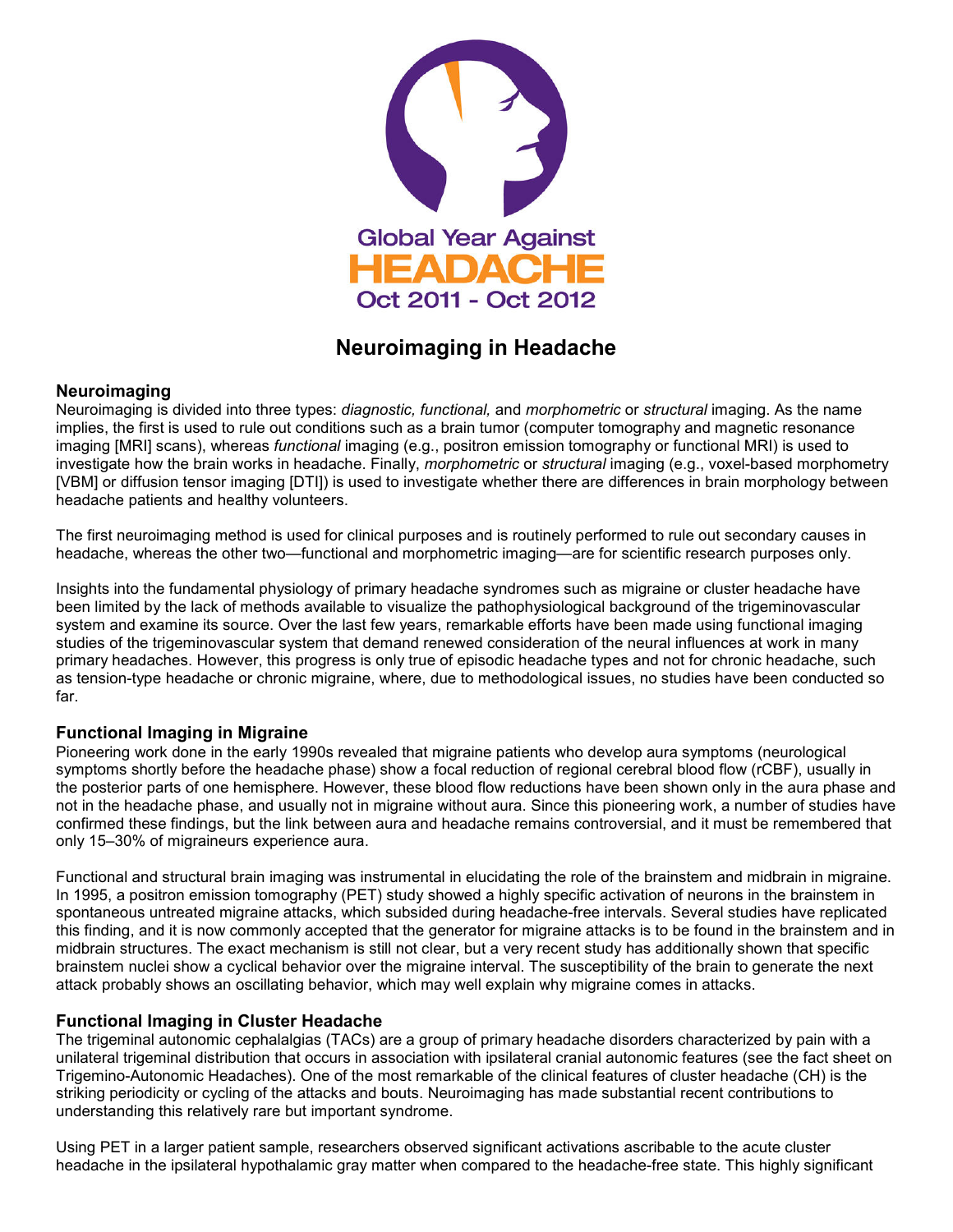Global Year Against
HEADACHE
Oct 2011 - Oct 2012

# Neuroimaging in Headache

## Neuroimaging

Neuroimaging is divided into three types: *diagnostic, functional,* and *morphometric* or *structural* imaging. As the name implies, the first is used to rule out conditions such as a brain tumor (computer tomography and magnetic resonance imaging [MRI] scans), whereas *functional* imaging (e.g., positron emission tomography or functional MRI) is used to investigate how the brain works in headache. Finally, *morphometric* or *structural* imaging (e.g., voxel-based morphometry [VBM] or diffusion tensor imaging [DTI]) is used to investigate whether there are differences in brain morphology between headache patients and healthy volunteers.

The first neuroimaging method is used for clinical purposes and is routinely performed to rule out secondary causes in headache, whereas the other two—functional and morphometric imaging—are for scientific research purposes only.

Insights into the fundamental physiology of primary headache syndromes such as migraine or cluster headache have been limited by the lack of methods available to visualize the pathophysiological background of the trigeminovascular system and examine its source. Over the last few years, remarkable efforts have been made using functional imaging studies of the trigeminovascular system that demand renewed consideration of the neural influences at work in many primary headaches. However, this progress is only true of episodic headache types and not for chronic headache, such as tension-type headache or chronic migraine, where, due to methodological issues, no studies have been conducted so far.

## Functional Imaging in Migraine

Pioneering work done in the early 1990s revealed that migraine patients who develop aura symptoms (neurological symptoms shortly before the headache phase) show a focal reduction of regional cerebral blood flow (rCBF), usually in the posterior parts of one hemisphere. However, these blood flow reductions have been shown only in the aura phase and not in the headache phase, and usually not in migraine without aura. Since this pioneering work, a number of studies have confirmed these findings, but the link between aura and headache remains controversial, and it must be remembered that only 15–30% of migraineurs experience aura.

Functional and structural brain imaging was instrumental in elucidating the role of the brainstem and midbrain in migraine. In 1995, a positron emission tomography (PET) study showed a highly specific activation of neurons in the brainstem in spontaneous untreated migraine attacks, which subsided during headache-free intervals. Several studies have replicated this finding, and it is now commonly accepted that the generator for migraine attacks is to be found in the brainstem and in midbrain structures. The exact mechanism is still not clear, but a very recent study has additionally shown that specific brainstem nuclei show a cyclical behavior over the migraine interval. The susceptibility of the brain to generate the next attack probably shows an oscillating behavior, which may well explain why migraine comes in attacks.

## Functional Imaging in Cluster Headache

The trigeminal autonomic cephalalgias (TACs) are a group of primary headache disorders characterized by pain with a unilateral trigeminal distribution that occurs in association with ipsilateral cranial autonomic features (see the fact sheet on Trigemino-Autonomic Headaches). One of the most remarkable of the clinical features of cluster headache (CH) is the striking periodicity or cycling of the attacks and bouts. Neuroimaging has made substantial recent contributions to understanding this relatively rare but important syndrome.

Using PET in a larger patient sample, researchers observed significant activations ascribable to the acute cluster headache in the ipsilateral hypothalamic gray matter when compared to the headache-free state. This highly significant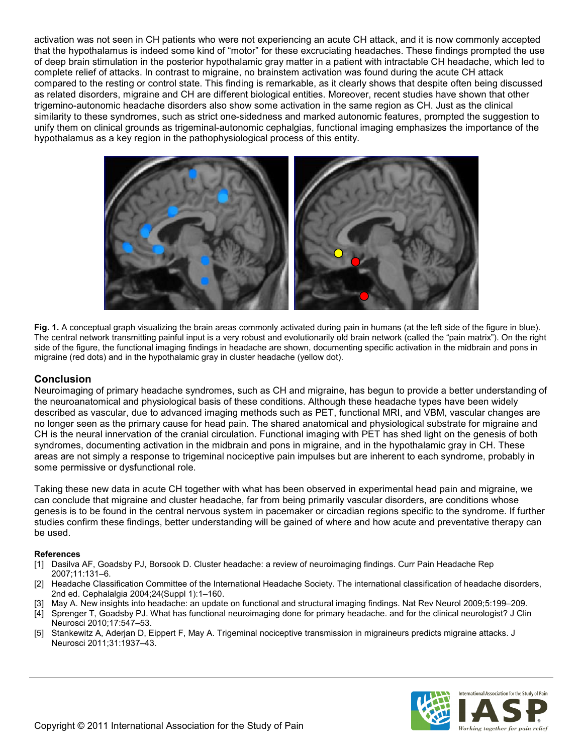activation was not seen in CH patients who were not experiencing an acute CH attack, and it is now commonly accepted that the hypothalamus is indeed some kind of “motor” for these excruciating headaches. These findings prompted the use of deep brain stimulation in the posterior hypothalamic gray matter in a patient with intractable CH headache, which led to complete relief of attacks. In contrast to migraine, no brainstem activation was found during the acute CH attack compared to the resting or control state. This finding is remarkable, as it clearly shows that despite often being discussed as related disorders, migraine and CH are different biological entities. Moreover, recent studies have shown that other trigemino-autonomic headache disorders also show some activation in the same region as CH. Just as the clinical similarity to these syndromes, such as strict one-sidedness and marked autonomic features, prompted the suggestion to unify them on clinical grounds as trigeminal-autonomic cephalgias, functional imaging emphasizes the importance of the hypothalamus as a key region in the pathophysiological process of this entity.

**Fig. 1.** A conceptual graph visualizing the brain areas commonly activated during pain in humans (at the left side of the figure in blue). The central network transmitting painful input is a very robust and evolutionarily old brain network (called the “pain matrix”). On the right side of the figure, the functional imaging findings in headache are shown, documenting specific activation in the midbrain and pons in migraine (red dots) and in the hypothalamic gray in cluster headache (yellow dot).

## Conclusion

Neuroimaging of primary headache syndromes, such as CH and migraine, has begun to provide a better understanding of the neuroanatomical and physiological basis of these conditions. Although these headache types have been widely described as vascular, due to advanced imaging methods such as PET, functional MRI, and VBM, vascular changes are no longer seen as the primary cause for head pain. The shared anatomical and physiological substrate for migraine and CH is the neural innervation of the cranial circulation. Functional imaging with PET has shed light on the genesis of both syndromes, documenting activation in the midbrain and pons in migraine, and in the hypothalamic gray in CH. These areas are not simply a response to trigeminal nociceptive pain impulses but are inherent to each syndrome, probably in some permissive or dysfunctional role.

Taking these new data in acute CH together with what has been observed in experimental head pain and migraine, we can conclude that migraine and cluster headache, far from being primarily vascular disorders, are conditions whose genesis is to be found in the central nervous system in pacemaker or circadian regions specific to the syndrome. If further studies confirm these findings, better understanding will be gained of where and how acute and preventative therapy can be used.

### References

[1] Dasilva AF, Goadsby PJ, Borsook D. Cluster headache: a review of neuroimaging findings. Curr Pain Headache Rep 2007;11:131–6.

[2] Headache Classification Committee of the International Headache Society. The international classification of headache disorders, 2nd ed. Cephalalgia 2004;24(Suppl 1):1–160.

[3] May A. New insights into headache: an update on functional and structural imaging findings. Nat Rev Neurol 2009;5:199–209.

[4] Sprenger T, Goadsby PJ. What has functional neuroimaging done for primary headache. and for the clinical neurologist? J Clin Neurosci 2010;17:547–53.

[5] Stankewitz A, Aderjan D, Eippert F, May A. Trigeminal nociceptive transmission in migraineurs predicts migraine attacks. J Neurosci 2011;31:1937–43.

Copyright © 2011 International Association for the Study of Pain